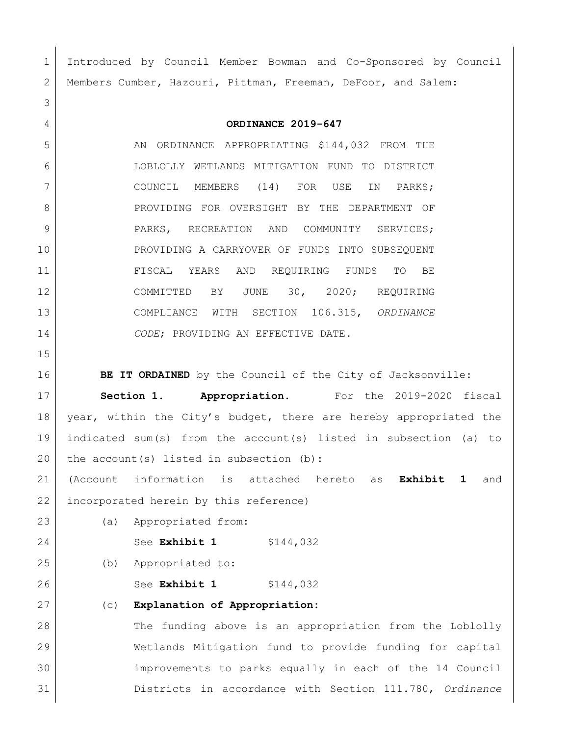Introduced by Council Member Bowman and Co-Sponsored by Council Members Cumber, Hazouri, Pittman, Freeman, DeFoor, and Salem:

**ORDINANCE 2019-647**

AN ORDINANCE APPROPRIATING $144,032 FROM THE LOBLOLLY WETLANDS MITIGATION FUND TO DISTRICT COUNCIL MEMBERS (14) FOR USE IN PARKS; PROVIDING FOR OVERSIGHT BY THE DEPARTMENT OF PARKS, RECREATION AND COMMUNITY SERVICES; PROVIDING A CARRYOVER OF FUNDS INTO SUBSEQUENT FISCAL YEARS AND REQUIRING FUNDS TO BE COMMITTED BY JUNE 30, 2020; REQUIRING COMPLIANCE WITH SECTION 106.315, *ORDINANCE CODE*; PROVIDING AN EFFECTIVE DATE.

**BE IT ORDAINED** by the Council of the City of Jacksonville:

**Section 1. Appropriation.** For the 2019-2020 fiscal year, within the City's budget, there are hereby appropriated the indicated sum(s) from the account(s) listed in subsection (a) to the account(s) listed in subsection (b):

(Account information is attached hereto as **Exhibit 1** and incorporated herein by this reference)

(a) Appropriated from:

See **Exhibit 1** $144,032

(b) Appropriated to:

See **Exhibit 1** $144,032

(c) **Explanation of Appropriation:**

The funding above is an appropriation from the Loblolly Wetlands Mitigation fund to provide funding for capital improvements to parks equally in each of the 14 Council Districts in accordance with Section 111.780, *Ordinance*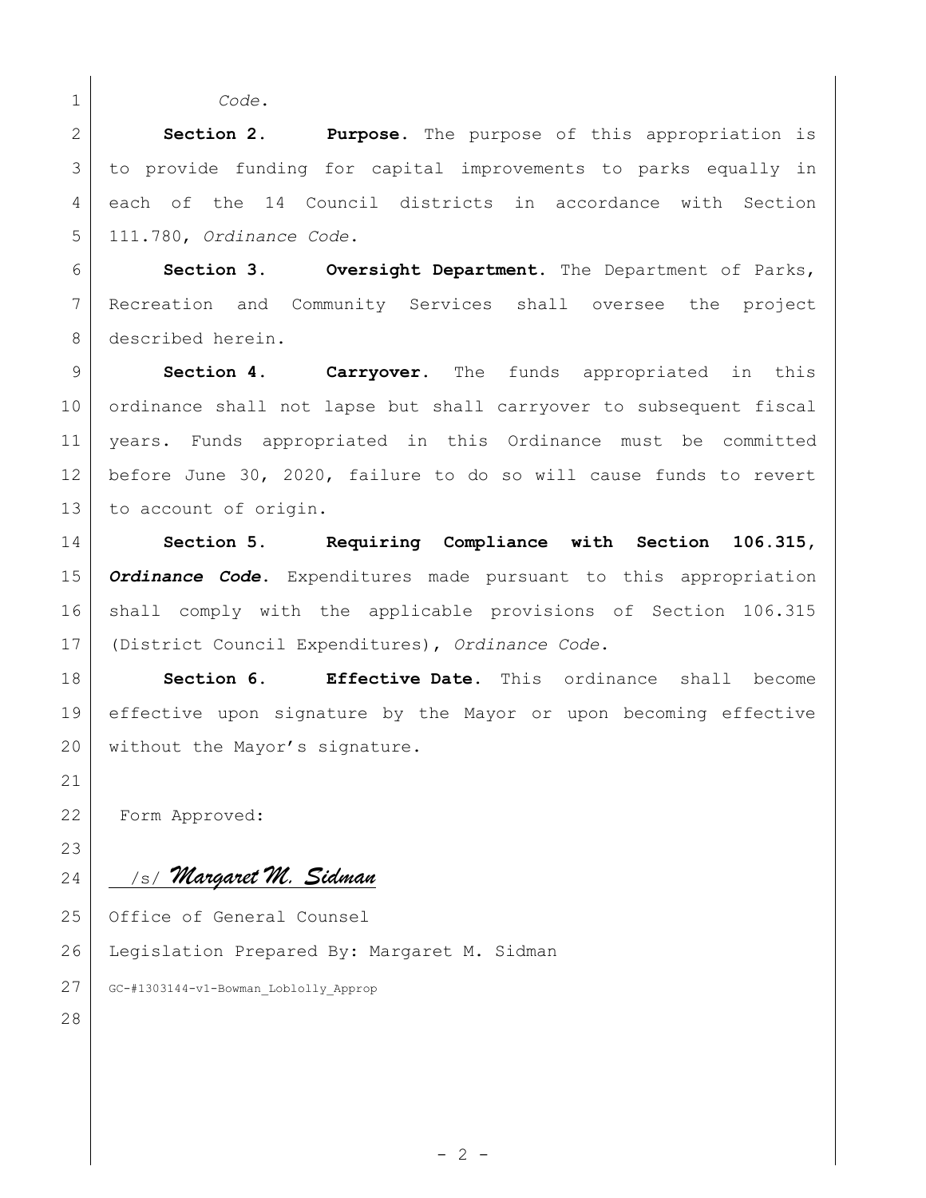*Code*.

**Section 2. Purpose.** The purpose of this appropriation is to provide funding for capital improvements to parks equally in each of the 14 Council districts in accordance with Section 111.780, *Ordinance Code*.

**Section 3. Oversight Department.** The Department of Parks, Recreation and Community Services shall oversee the project described herein.

**Section 4. Carryover.** The funds appropriated in this ordinance shall not lapse but shall carryover to subsequent fiscal years. Funds appropriated in this Ordinance must be committed before June 30, 2020, failure to do so will cause funds to revert to account of origin.

**Section 5. Requiring Compliance with Section 106.315, *Ordinance Code*.** Expenditures made pursuant to this appropriation shall comply with the applicable provisions of Section 106.315 (District Council Expenditures), *Ordinance Code*.

**Section 6. Effective Date.** This ordinance shall become effective upon signature by the Mayor or upon becoming effective without the Mayor's signature.

Form Approved:

/s/ *Margaret M. Sidman*

Office of General Counsel

Legislation Prepared By: Margaret M. Sidman

GC-#1303144-v1-Bowman_Loblolly_Approp